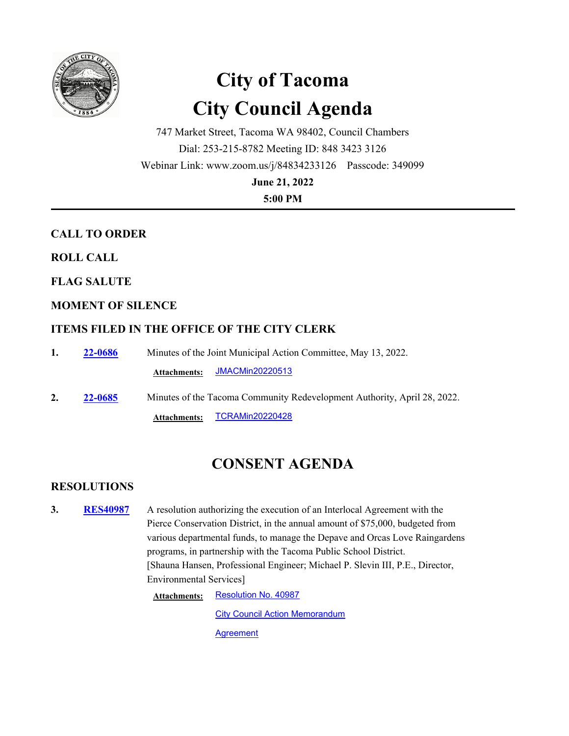# City of Tacoma
# City Council Agenda

747 Market Street, Tacoma WA 98402, Council Chambers
Dial: 253-215-8782 Meeting ID: 848 3423 3126
Webinar Link: www.zoom.us/j/84834233126 Passcode: 349099

**June 21, 2022**

**5:00 PM**

---

## CALL TO ORDER

## ROLL CALL

## FLAG SALUTE

## MOMENT OF SILENCE

## ITEMS FILED IN THE OFFICE OF THE CITY CLERK

**1.** **22-0686** Minutes of the Joint Municipal Action Committee, May 13, 2022.

**Attachments:** JMACMin20220513

**2.** **22-0685** Minutes of the Tacoma Community Redevelopment Authority, April 28, 2022.

**Attachments:** TCRAMin20220428

# CONSENT AGENDA

## RESOLUTIONS

**3.** **RES40987** A resolution authorizing the execution of an Interlocal Agreement with the Pierce Conservation District, in the annual amount of $75,000, budgeted from various departmental funds, to manage the Depave and Orcas Love Raingardens programs, in partnership with the Tacoma Public School District.
[Shauna Hansen, Professional Engineer; Michael P. Slevin III, P.E., Director, Environmental Services]

**Attachments:** Resolution No. 40987

City Council Action Memorandum

Agreement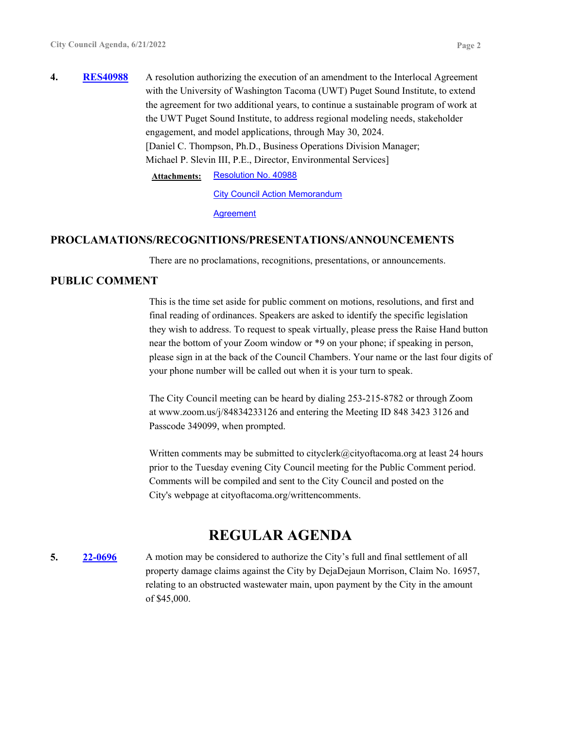**4.** **RES40988** A resolution authorizing the execution of an amendment to the Interlocal Agreement with the University of Washington Tacoma (UWT) Puget Sound Institute, to extend the agreement for two additional years, to continue a sustainable program of work at the UWT Puget Sound Institute, to address regional modeling needs, stakeholder engagement, and model applications, through May 30, 2024.
[Daniel C. Thompson, Ph.D., Business Operations Division Manager; Michael P. Slevin III, P.E., Director, Environmental Services]

**Attachments:** Resolution No. 40988
City Council Action Memorandum
Agreement

## PROCLAMATIONS/RECOGNITIONS/PRESENTATIONS/ANNOUNCEMENTS

There are no proclamations, recognitions, presentations, or announcements.

## PUBLIC COMMENT

This is the time set aside for public comment on motions, resolutions, and first and final reading of ordinances. Speakers are asked to identify the specific legislation they wish to address. To request to speak virtually, please press the Raise Hand button near the bottom of your Zoom window or *9 on your phone; if speaking in person, please sign in at the back of the Council Chambers. Your name or the last four digits of your phone number will be called out when it is your turn to speak.

The City Council meeting can be heard by dialing 253-215-8782 or through Zoom at www.zoom.us/j/84834233126 and entering the Meeting ID 848 3423 3126 and Passcode 349099, when prompted.

Written comments may be submitted to cityclerk@cityoftacoma.org at least 24 hours prior to the Tuesday evening City Council meeting for the Public Comment period. Comments will be compiled and sent to the City Council and posted on the City's webpage at cityoftacoma.org/writtencomments.

# REGULAR AGENDA

**5.** **22-0696** A motion may be considered to authorize the City's full and final settlement of all property damage claims against the City by DejaDejaun Morrison, Claim No. 16957, relating to an obstructed wastewater main, upon payment by the City in the amount of $45,000.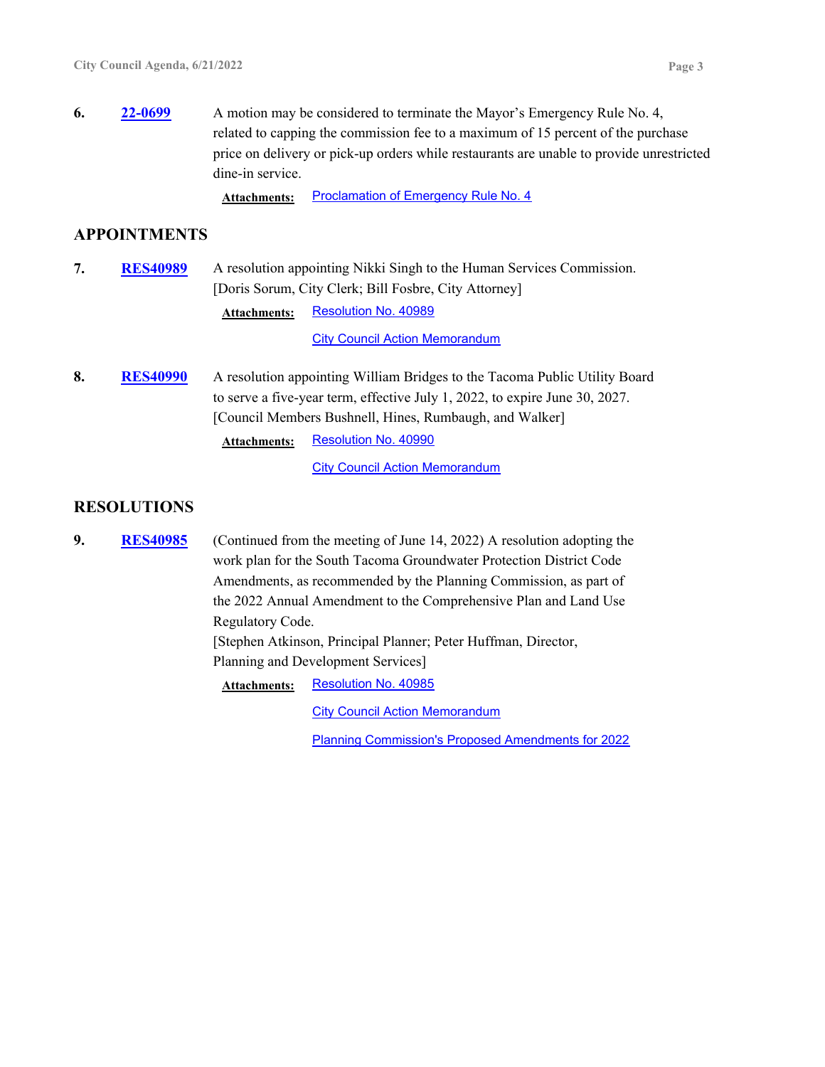**6.** **22-0699** A motion may be considered to terminate the Mayor’s Emergency Rule No. 4, related to capping the commission fee to a maximum of 15 percent of the purchase price on delivery or pick-up orders while restaurants are unable to provide unrestricted dine-in service.

**Attachments:** Proclamation of Emergency Rule No. 4

## APPOINTMENTS

**7.** **RES40989** A resolution appointing Nikki Singh to the Human Services Commission. [Doris Sorum, City Clerk; Bill Fosbre, City Attorney]

**Attachments:** Resolution No. 40989

City Council Action Memorandum

**8.** **RES40990** A resolution appointing William Bridges to the Tacoma Public Utility Board to serve a five-year term, effective July 1, 2022, to expire June 30, 2027. [Council Members Bushnell, Hines, Rumbaugh, and Walker]

**Attachments:** Resolution No. 40990

City Council Action Memorandum

## RESOLUTIONS

**9.** **RES40985** (Continued from the meeting of June 14, 2022) A resolution adopting the work plan for the South Tacoma Groundwater Protection District Code Amendments, as recommended by the Planning Commission, as part of the 2022 Annual Amendment to the Comprehensive Plan and Land Use Regulatory Code.
[Stephen Atkinson, Principal Planner; Peter Huffman, Director, Planning and Development Services]

**Attachments:** Resolution No. 40985

City Council Action Memorandum

Planning Commission's Proposed Amendments for 2022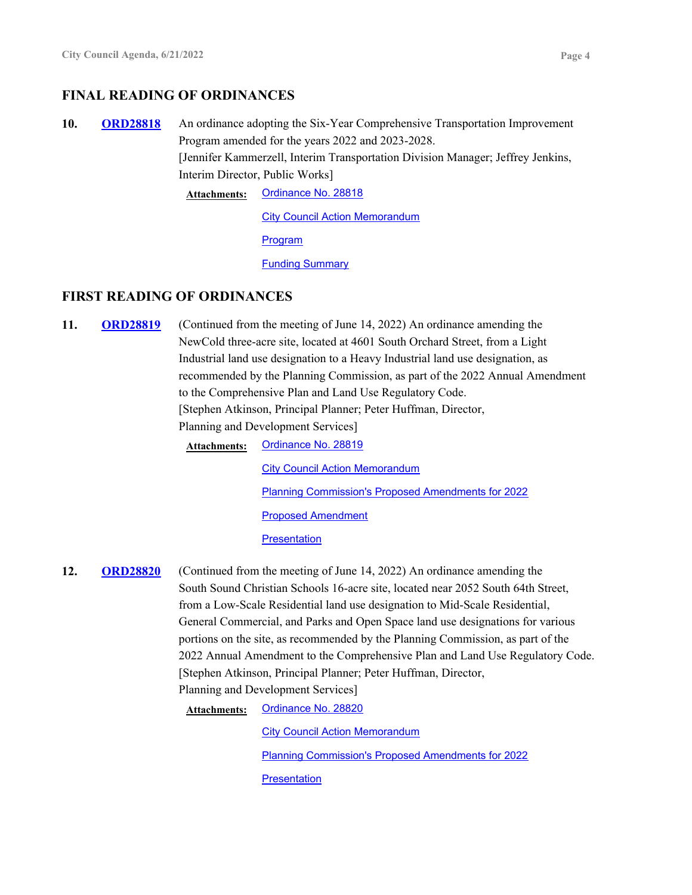## FINAL READING OF ORDINANCES

**10.** **ORD28818** An ordinance adopting the Six-Year Comprehensive Transportation Improvement Program amended for the years 2022 and 2023-2028.
[Jennifer Kammerzell, Interim Transportation Division Manager; Jeffrey Jenkins, Interim Director, Public Works]

**Attachments:** Ordinance No. 28818
City Council Action Memorandum
Program
Funding Summary

## FIRST READING OF ORDINANCES

**11.** **ORD28819** (Continued from the meeting of June 14, 2022) An ordinance amending the NewCold three-acre site, located at 4601 South Orchard Street, from a Light Industrial land use designation to a Heavy Industrial land use designation, as recommended by the Planning Commission, as part of the 2022 Annual Amendment to the Comprehensive Plan and Land Use Regulatory Code.
[Stephen Atkinson, Principal Planner; Peter Huffman, Director, Planning and Development Services]

**Attachments:** Ordinance No. 28819
City Council Action Memorandum
Planning Commission's Proposed Amendments for 2022
Proposed Amendment
Presentation

**12.** **ORD28820** (Continued from the meeting of June 14, 2022) An ordinance amending the South Sound Christian Schools 16-acre site, located near 2052 South 64th Street, from a Low-Scale Residential land use designation to Mid-Scale Residential, General Commercial, and Parks and Open Space land use designations for various portions on the site, as recommended by the Planning Commission, as part of the 2022 Annual Amendment to the Comprehensive Plan and Land Use Regulatory Code.
[Stephen Atkinson, Principal Planner; Peter Huffman, Director, Planning and Development Services]

**Attachments:** Ordinance No. 28820
City Council Action Memorandum
Planning Commission's Proposed Amendments for 2022
Presentation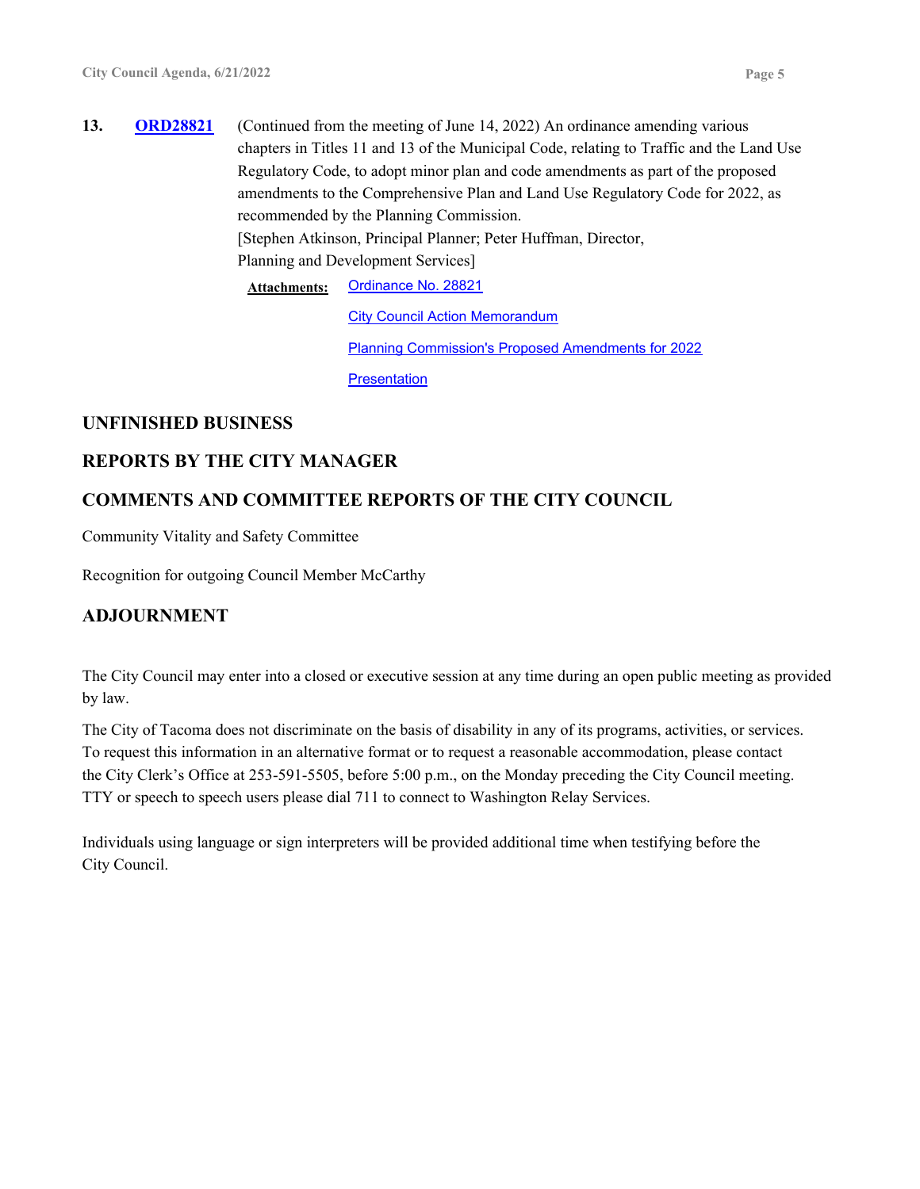**13.** **ORD28821** (Continued from the meeting of June 14, 2022) An ordinance amending various chapters in Titles 11 and 13 of the Municipal Code, relating to Traffic and the Land Use Regulatory Code, to adopt minor plan and code amendments as part of the proposed amendments to the Comprehensive Plan and Land Use Regulatory Code for 2022, as recommended by the Planning Commission.
[Stephen Atkinson, Principal Planner; Peter Huffman, Director, Planning and Development Services]

**Attachments:** Ordinance No. 28821
City Council Action Memorandum
Planning Commission's Proposed Amendments for 2022
Presentation

## UNFINISHED BUSINESS

## REPORTS BY THE CITY MANAGER

## COMMENTS AND COMMITTEE REPORTS OF THE CITY COUNCIL

Community Vitality and Safety Committee

Recognition for outgoing Council Member McCarthy

## ADJOURNMENT

The City Council may enter into a closed or executive session at any time during an open public meeting as provided by law.

The City of Tacoma does not discriminate on the basis of disability in any of its programs, activities, or services. To request this information in an alternative format or to request a reasonable accommodation, please contact the City Clerk's Office at 253-591-5505, before 5:00 p.m., on the Monday preceding the City Council meeting. TTY or speech to speech users please dial 711 to connect to Washington Relay Services.

Individuals using language or sign interpreters will be provided additional time when testifying before the City Council.